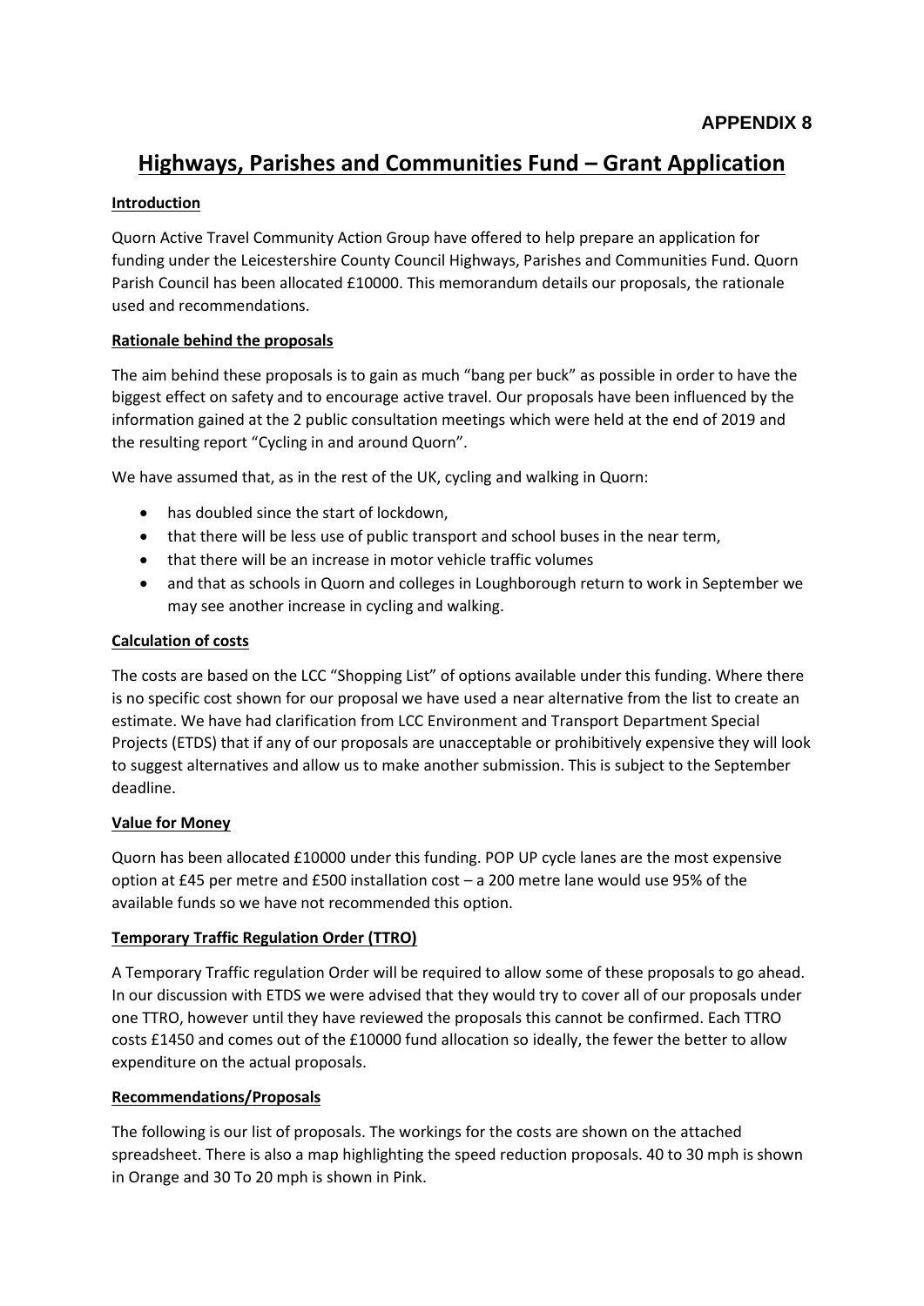**APPENDIX 8**

# Highways, Parishes and Communities Fund – Grant Application

**Introduction**

Quorn Active Travel Community Action Group have offered to help prepare an application for funding under the Leicestershire County Council Highways, Parishes and Communities Fund. Quorn Parish Council has been allocated £10000. This memorandum details our proposals, the rationale used and recommendations.

**Rationale behind the proposals**

The aim behind these proposals is to gain as much "bang per buck" as possible in order to have the biggest effect on safety and to encourage active travel. Our proposals have been influenced by the information gained at the 2 public consultation meetings which were held at the end of 2019 and the resulting report "Cycling in and around Quorn".

We have assumed that, as in the rest of the UK, cycling and walking in Quorn:

- has doubled since the start of lockdown,
- that there will be less use of public transport and school buses in the near term,
- that there will be an increase in motor vehicle traffic volumes
- and that as schools in Quorn and colleges in Loughborough return to work in September we may see another increase in cycling and walking.

**Calculation of costs**

The costs are based on the LCC "Shopping List" of options available under this funding. Where there is no specific cost shown for our proposal we have used a near alternative from the list to create an estimate. We have had clarification from LCC Environment and Transport Department Special Projects (ETDS) that if any of our proposals are unacceptable or prohibitively expensive they will look to suggest alternatives and allow us to make another submission. This is subject to the September deadline.

**Value for Money**

Quorn has been allocated £10000 under this funding. POP UP cycle lanes are the most expensive option at £45 per metre and £500 installation cost – a 200 metre lane would use 95% of the available funds so we have not recommended this option.

**Temporary Traffic Regulation Order (TTRO)**

A Temporary Traffic regulation Order will be required to allow some of these proposals to go ahead. In our discussion with ETDS we were advised that they would try to cover all of our proposals under one TTRO, however until they have reviewed the proposals this cannot be confirmed. Each TTRO costs £1450 and comes out of the £10000 fund allocation so ideally, the fewer the better to allow expenditure on the actual proposals.

**Recommendations/Proposals**

The following is our list of proposals. The workings for the costs are shown on the attached spreadsheet. There is also a map highlighting the speed reduction proposals. 40 to 30 mph is shown in Orange and 30 To 20 mph is shown in Pink.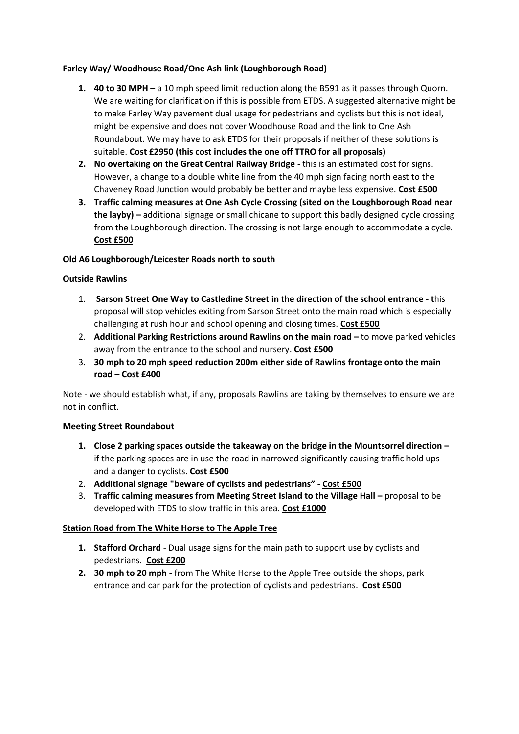**<u>Farley Way/ Woodhouse Road/One Ash link (Loughborough Road)</u>**

1. **40 to 30 MPH –** a 10 mph speed limit reduction along the B591 as it passes through Quorn. We are waiting for clarification if this is possible from ETDS. A suggested alternative might be to make Farley Way pavement dual usage for pedestrians and cyclists but this is not ideal, might be expensive and does not cover Woodhouse Road and the link to One Ash Roundabout. We may have to ask ETDS for their proposals if neither of these solutions is suitable. **<u>Cost £2950 (this cost includes the one off TTRO for all proposals)</u>**
2. **No overtaking on the Great Central Railway Bridge -** this is an estimated cost for signs. However, a change to a double white line from the 40 mph sign facing north east to the Chaveney Road Junction would probably be better and maybe less expensive. **<u>Cost £500</u>**
3. **Traffic calming measures at One Ash Cycle Crossing (sited on the Loughborough Road near the layby) –** additional signage or small chicane to support this badly designed cycle crossing from the Loughborough direction. The crossing is not large enough to accommodate a cycle. **<u>Cost £500</u>**

**<u>Old A6 Loughborough/Leicester Roads north to south</u>**

**Outside Rawlins**

1. **Sarson Street One Way to Castledine Street in the direction of the school entrance - t**his proposal will stop vehicles exiting from Sarson Street onto the main road which is especially challenging at rush hour and school opening and closing times. **<u>Cost £500</u>**
2. **Additional Parking Restrictions around Rawlins on the main road –** to move parked vehicles away from the entrance to the school and nursery. **<u>Cost £500</u>**
3. **30 mph to 20 mph speed reduction 200m either side of Rawlins frontage onto the main road – <u>Cost £400</u>**

Note - we should establish what, if any, proposals Rawlins are taking by themselves to ensure we are not in conflict.

**Meeting Street Roundabout**

1. **Close 2 parking spaces outside the takeaway on the bridge in the Mountsorrel direction –** if the parking spaces are in use the road in narrowed significantly causing traffic hold ups and a danger to cyclists. **<u>Cost £500</u>**
2. **Additional signage "beware of cyclists and pedestrians" - <u>Cost £500</u>**
3. **Traffic calming measures from Meeting Street Island to the Village Hall –** proposal to be developed with ETDS to slow traffic in this area. **<u>Cost £1000</u>**

**<u>Station Road from The White Horse to The Apple Tree</u>**

1. **Stafford Orchard** - Dual usage signs for the main path to support use by cyclists and pedestrians. **<u>Cost £200</u>**
2. **30 mph to 20 mph -** from The White Horse to the Apple Tree outside the shops, park entrance and car park for the protection of cyclists and pedestrians. **<u>Cost £500</u>**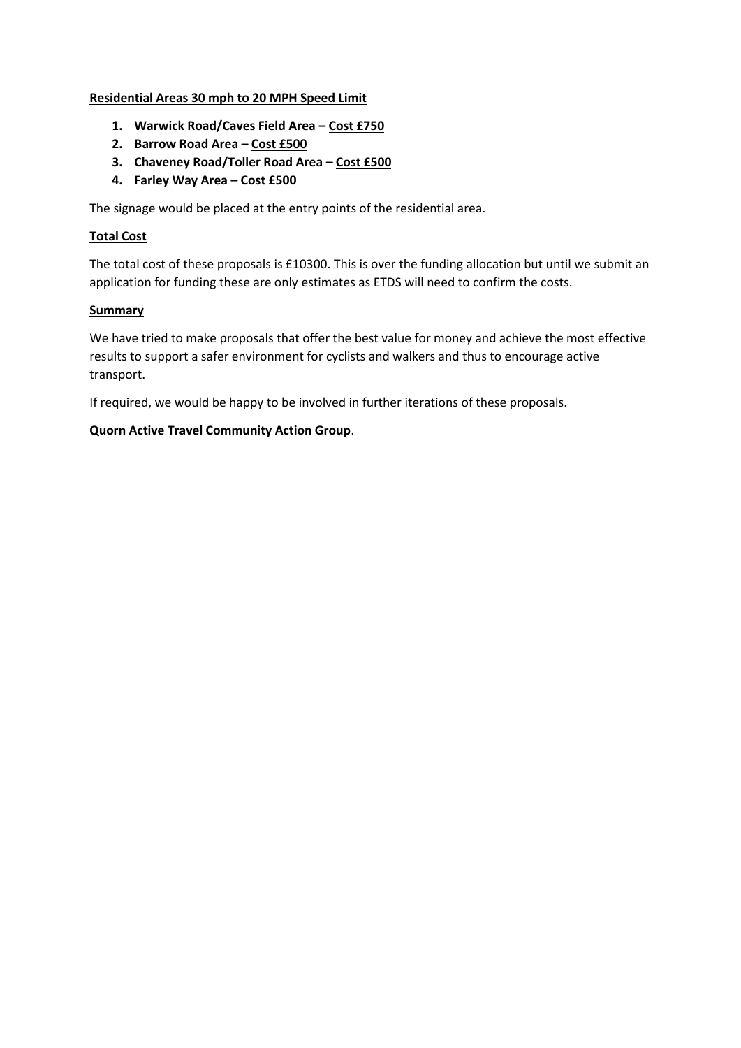**Residential Areas 30 mph to 20 MPH Speed Limit**

1. **Warwick Road/Caves Field Area – Cost £750**
2. **Barrow Road Area – Cost £500**
3. **Chaveney Road/Toller Road Area – Cost £500**
4. **Farley Way Area – Cost £500**

The signage would be placed at the entry points of the residential area.

**Total Cost**

The total cost of these proposals is £10300. This is over the funding allocation but until we submit an application for funding these are only estimates as ETDS will need to confirm the costs.

**Summary**

We have tried to make proposals that offer the best value for money and achieve the most effective results to support a safer environment for cyclists and walkers and thus to encourage active transport.

If required, we would be happy to be involved in further iterations of these proposals.

**Quorn Active Travel Community Action Group**.